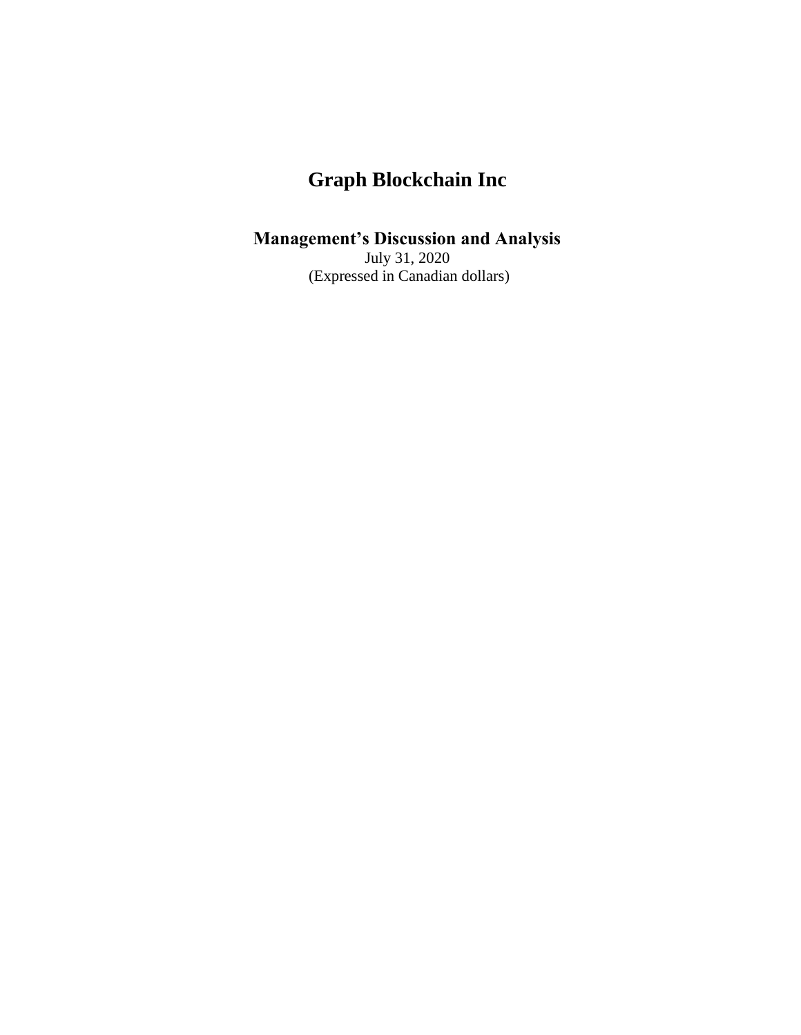# Graph Blockchain Inc

## Management's Discussion and Analysis

July 31, 2020
(Expressed in Canadian dollars)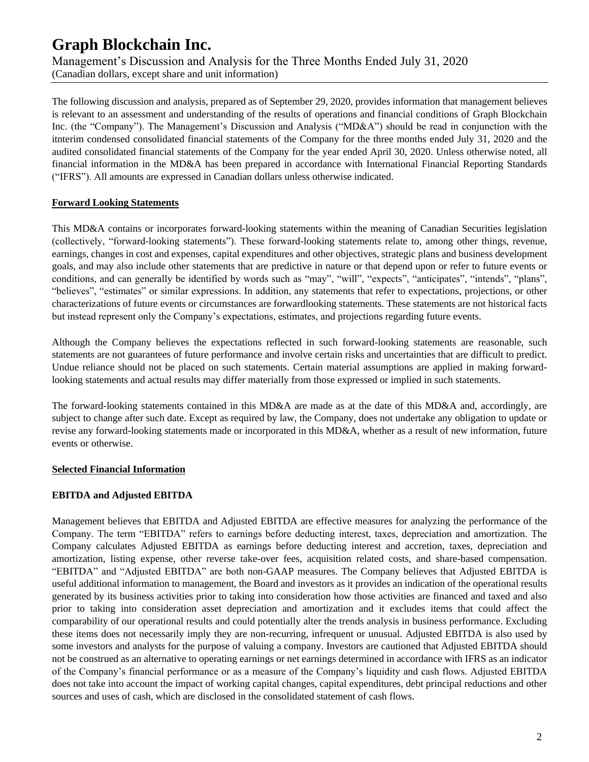The following discussion and analysis, prepared as of September 29, 2020, provides information that management believes is relevant to an assessment and understanding of the results of operations and financial conditions of Graph Blockchain Inc. (the "Company"). The Management's Discussion and Analysis ("MD&A") should be read in conjunction with the itnterim condensed consolidated financial statements of the Company for the three months ended July 31, 2020 and the audited consolidated financial statements of the Company for the year ended April 30, 2020. Unless otherwise noted, all financial information in the MD&A has been prepared in accordance with International Financial Reporting Standards ("IFRS"). All amounts are expressed in Canadian dollars unless otherwise indicated.

## Forward Looking Statements

This MD&A contains or incorporates forward-looking statements within the meaning of Canadian Securities legislation (collectively, "forward-looking statements"). These forward-looking statements relate to, among other things, revenue, earnings, changes in cost and expenses, capital expenditures and other objectives, strategic plans and business development goals, and may also include other statements that are predictive in nature or that depend upon or refer to future events or conditions, and can generally be identified by words such as "may", "will", "expects", "anticipates", "intends", "plans", "believes", "estimates" or similar expressions. In addition, any statements that refer to expectations, projections, or other characterizations of future events or circumstances are forwardlooking statements. These statements are not historical facts but instead represent only the Company's expectations, estimates, and projections regarding future events.

Although the Company believes the expectations reflected in such forward-looking statements are reasonable, such statements are not guarantees of future performance and involve certain risks and uncertainties that are difficult to predict. Undue reliance should not be placed on such statements. Certain material assumptions are applied in making forward-looking statements and actual results may differ materially from those expressed or implied in such statements.

The forward-looking statements contained in this MD&A are made as at the date of this MD&A and, accordingly, are subject to change after such date. Except as required by law, the Company, does not undertake any obligation to update or revise any forward-looking statements made or incorporated in this MD&A, whether as a result of new information, future events or otherwise.

## Selected Financial Information

### EBITDA and Adjusted EBITDA

Management believes that EBITDA and Adjusted EBITDA are effective measures for analyzing the performance of the Company. The term "EBITDA" refers to earnings before deducting interest, taxes, depreciation and amortization. The Company calculates Adjusted EBITDA as earnings before deducting interest and accretion, taxes, depreciation and amortization, listing expense, other reverse take-over fees, acquisition related costs, and share-based compensation. "EBITDA" and "Adjusted EBITDA" are both non-GAAP measures. The Company believes that Adjusted EBITDA is useful additional information to management, the Board and investors as it provides an indication of the operational results generated by its business activities prior to taking into consideration how those activities are financed and taxed and also prior to taking into consideration asset depreciation and amortization and it excludes items that could affect the comparability of our operational results and could potentially alter the trends analysis in business performance. Excluding these items does not necessarily imply they are non-recurring, infrequent or unusual. Adjusted EBITDA is also used by some investors and analysts for the purpose of valuing a company. Investors are cautioned that Adjusted EBITDA should not be construed as an alternative to operating earnings or net earnings determined in accordance with IFRS as an indicator of the Company's financial performance or as a measure of the Company's liquidity and cash flows. Adjusted EBITDA does not take into account the impact of working capital changes, capital expenditures, debt principal reductions and other sources and uses of cash, which are disclosed in the consolidated statement of cash flows.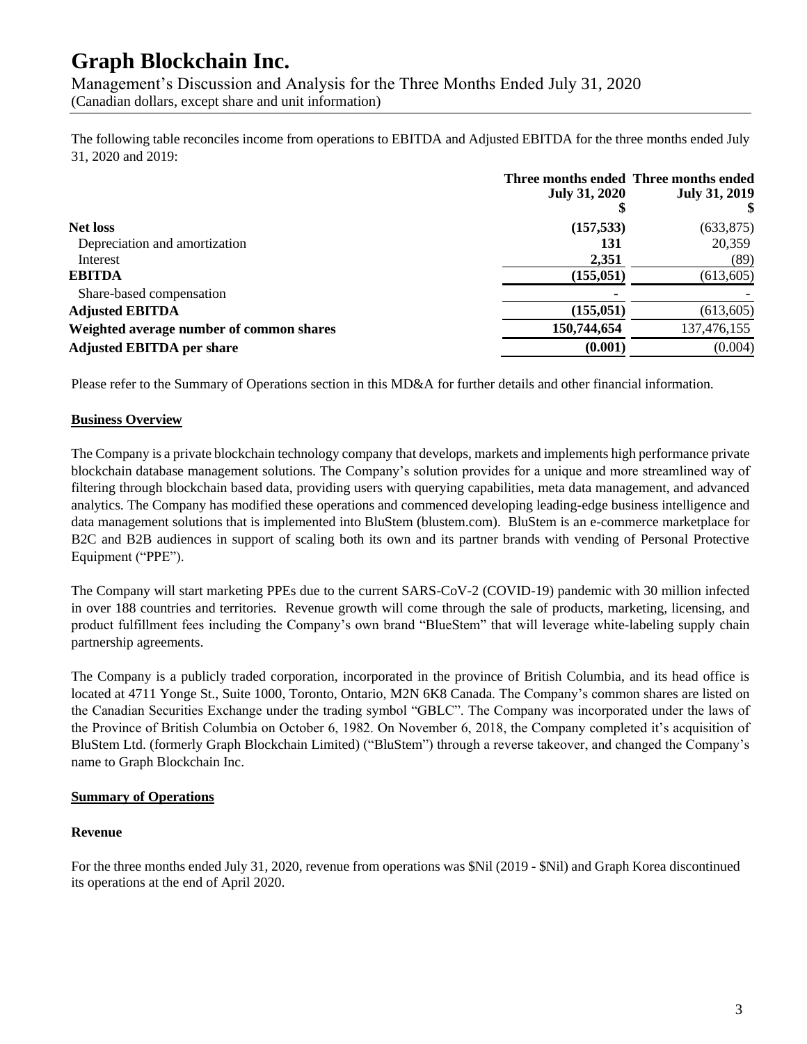The following table reconciles income from operations to EBITDA and Adjusted EBITDA for the three months ended July 31, 2020 and 2019:

| | Three months ended July 31, 2020 $ | Three months ended July 31, 2019 $ |
|---|---|---|
| **Net loss** | **(157,533)** | (633,875) |
| Depreciation and amortization | **131** | 20,359 |
| Interest | **2,351** | (89) |
| **EBITDA** | **(155,051)** | (613,605) |
| Share-based compensation | **-** | - |
| **Adjusted EBITDA** | **(155,051)** | (613,605) |
| **Weighted average number of common shares** | **150,744,654** | 137,476,155 |
| **Adjusted EBITDA per share** | **(0.001)** | (0.004) |

Please refer to the Summary of Operations section in this MD&A for further details and other financial information.

## Business Overview

The Company is a private blockchain technology company that develops, markets and implements high performance private blockchain database management solutions. The Company's solution provides for a unique and more streamlined way of filtering through blockchain based data, providing users with querying capabilities, meta data management, and advanced analytics. The Company has modified these operations and commenced developing leading-edge business intelligence and data management solutions that is implemented into BluStem (blustem.com). BluStem is an e-commerce marketplace for B2C and B2B audiences in support of scaling both its own and its partner brands with vending of Personal Protective Equipment ("PPE").

The Company will start marketing PPEs due to the current SARS-CoV-2 (COVID-19) pandemic with 30 million infected in over 188 countries and territories. Revenue growth will come through the sale of products, marketing, licensing, and product fulfillment fees including the Company's own brand "BlueStem" that will leverage white-labeling supply chain partnership agreements.

The Company is a publicly traded corporation, incorporated in the province of British Columbia, and its head office is located at 4711 Yonge St., Suite 1000, Toronto, Ontario, M2N 6K8 Canada. The Company's common shares are listed on the Canadian Securities Exchange under the trading symbol "GBLC". The Company was incorporated under the laws of the Province of British Columbia on October 6, 1982. On November 6, 2018, the Company completed it's acquisition of BluStem Ltd. (formerly Graph Blockchain Limited) ("BluStem") through a reverse takeover, and changed the Company's name to Graph Blockchain Inc.

## Summary of Operations

### Revenue

For the three months ended July 31, 2020, revenue from operations was $Nil (2019 - $Nil) and Graph Korea discontinued its operations at the end of April 2020.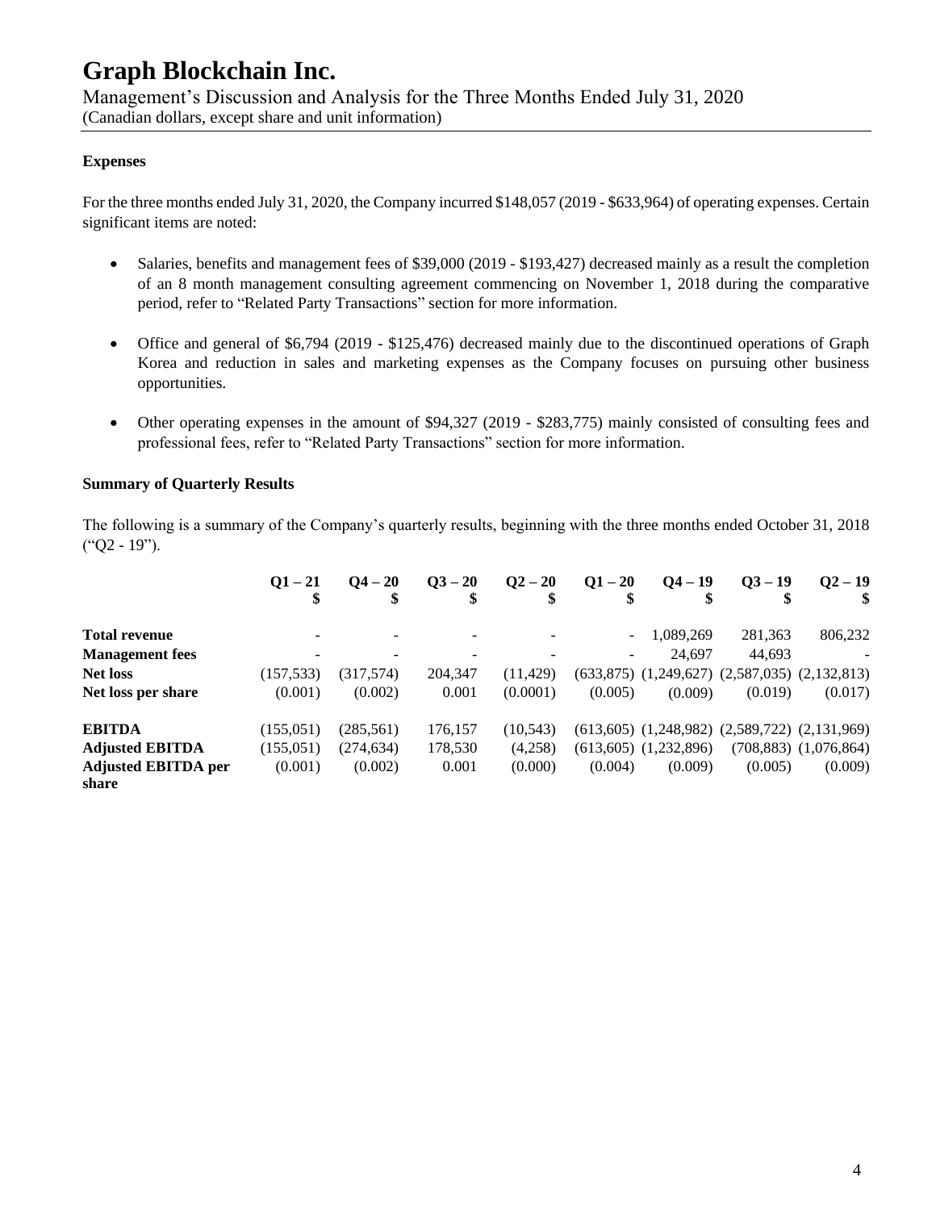### Expenses

For the three months ended July 31, 2020, the Company incurred $148,057 (2019 - $633,964) of operating expenses. Certain significant items are noted:

- Salaries, benefits and management fees of $39,000 (2019 - $193,427) decreased mainly as a result the completion of an 8 month management consulting agreement commencing on November 1, 2018 during the comparative period, refer to "Related Party Transactions" section for more information.
- Office and general of $6,794 (2019 - $125,476) decreased mainly due to the discontinued operations of Graph Korea and reduction in sales and marketing expenses as the Company focuses on pursuing other business opportunities.
- Other operating expenses in the amount of $94,327 (2019 - $283,775) mainly consisted of consulting fees and professional fees, refer to "Related Party Transactions" section for more information.

### Summary of Quarterly Results

The following is a summary of the Company's quarterly results, beginning with the three months ended October 31, 2018 ("Q2 - 19").

| | Q1 – 21<br>$ | Q4 – 20<br>$ | Q3 – 20<br>$ | Q2 – 20<br>$ | Q1 – 20<br>$ | Q4 – 19<br>$ | Q3 – 19<br>$ | Q2 – 19<br>$ |
|---|---|---|---|---|---|---|---|---|
| **Total revenue** | - | - | - | - | - | 1,089,269 | 281,363 | 806,232 |
| **Management fees** | - | - | - | - | - | 24,697 | 44,693 | - |
| **Net loss** | (157,533) | (317,574) | 204,347 | (11,429) | (633,875) | (1,249,627) | (2,587,035) | (2,132,813) |
| **Net loss per share** | (0.001) | (0.002) | 0.001 | (0.0001) | (0.005) | (0.009) | (0.019) | (0.017) |
| **EBITDA** | (155,051) | (285,561) | 176,157 | (10,543) | (613,605) | (1,248,982) | (2,589,722) | (2,131,969) |
| **Adjusted EBITDA** | (155,051) | (274,634) | 178,530 | (4,258) | (613,605) | (1,232,896) | (708,883) | (1,076,864) |
| **Adjusted EBITDA per share** | (0.001) | (0.002) | 0.001 | (0.000) | (0.004) | (0.009) | (0.005) | (0.009) |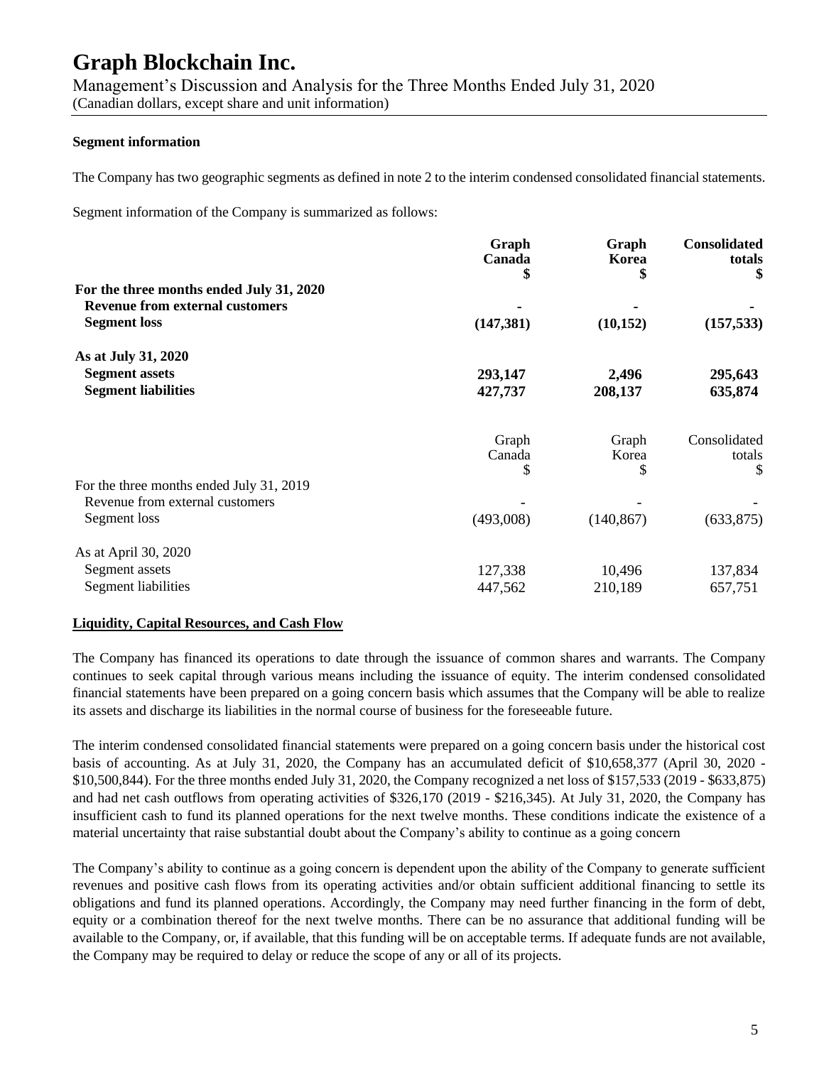### Segment information

The Company has two geographic segments as defined in note 2 to the interim condensed consolidated financial statements.

Segment information of the Company is summarized as follows:

| | **Graph Canada \$** | **Graph Korea \$** | **Consolidated totals \$** |
|---|---|---|---|
| **For the three months ended July 31, 2020** | | | |
| **Revenue from external customers** | **-** | **-** | **-** |
| **Segment loss** | **(147,381)** | **(10,152)** | **(157,533)** |
| **As at July 31, 2020** | | | |
| **Segment assets** | **293,147** | **2,496** | **295,643** |
| **Segment liabilities** | **427,737** | **208,137** | **635,874** |

| | Graph Canada \$ | Graph Korea \$ | Consolidated totals \$ |
|---|---|---|---|
| For the three months ended July 31, 2019 | | | |
| Revenue from external customers | - | - | - |
| Segment loss | (493,008) | (140,867) | (633,875) |
| As at April 30, 2020 | | | |
| Segment assets | 127,338 | 10,496 | 137,834 |
| Segment liabilities | 447,562 | 210,189 | 657,751 |

## Liquidity, Capital Resources, and Cash Flow

The Company has financed its operations to date through the issuance of common shares and warrants. The Company continues to seek capital through various means including the issuance of equity. The interim condensed consolidated financial statements have been prepared on a going concern basis which assumes that the Company will be able to realize its assets and discharge its liabilities in the normal course of business for the foreseeable future.

The interim condensed consolidated financial statements were prepared on a going concern basis under the historical cost basis of accounting. As at July 31, 2020, the Company has an accumulated deficit of \$10,658,377 (April 30, 2020 - \$10,500,844). For the three months ended July 31, 2020, the Company recognized a net loss of \$157,533 (2019 - \$633,875) and had net cash outflows from operating activities of \$326,170 (2019 - \$216,345). At July 31, 2020, the Company has insufficient cash to fund its planned operations for the next twelve months. These conditions indicate the existence of a material uncertainty that raise substantial doubt about the Company's ability to continue as a going concern

The Company's ability to continue as a going concern is dependent upon the ability of the Company to generate sufficient revenues and positive cash flows from its operating activities and/or obtain sufficient additional financing to settle its obligations and fund its planned operations. Accordingly, the Company may need further financing in the form of debt, equity or a combination thereof for the next twelve months. There can be no assurance that additional funding will be available to the Company, or, if available, that this funding will be on acceptable terms. If adequate funds are not available, the Company may be required to delay or reduce the scope of any or all of its projects.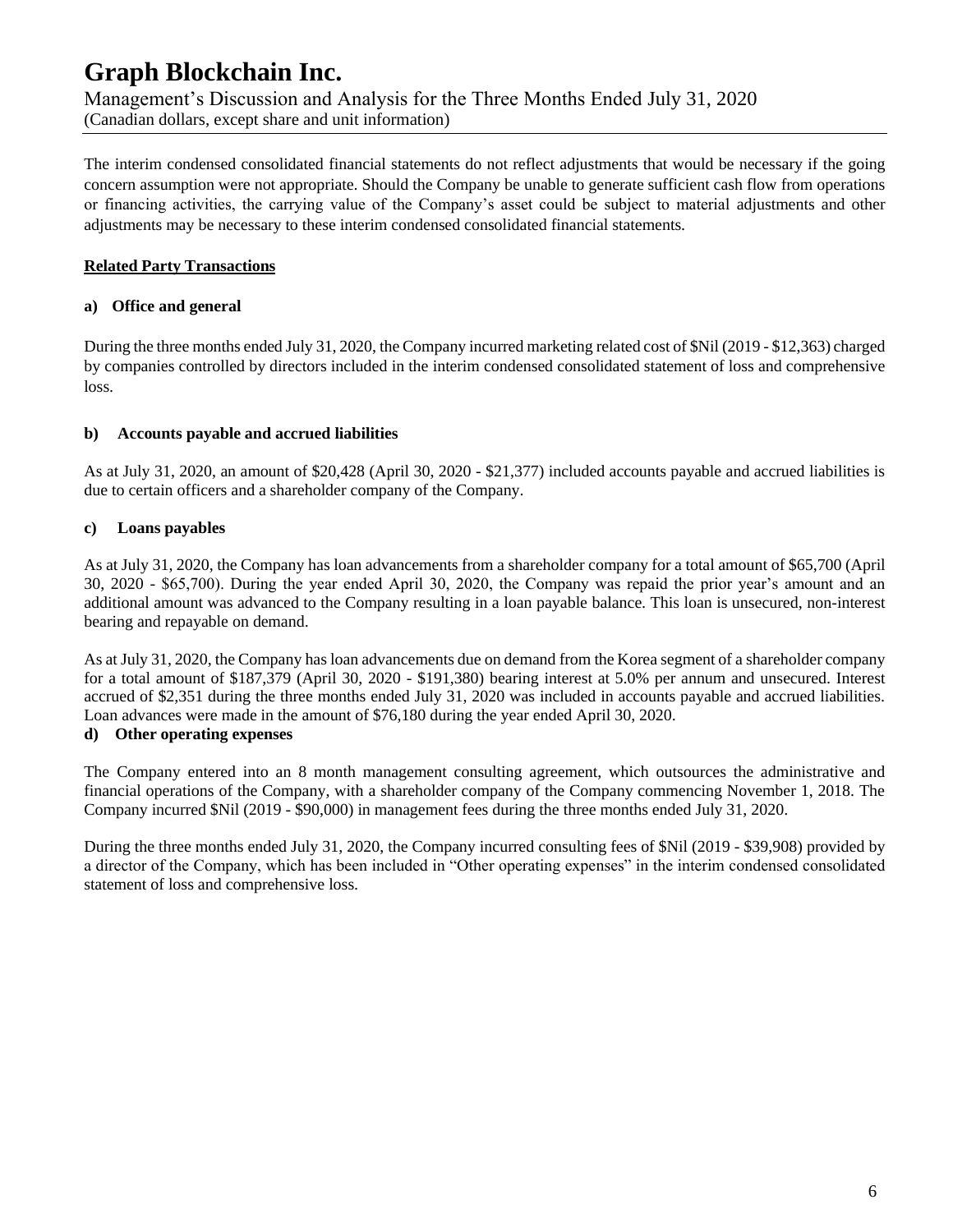The interim condensed consolidated financial statements do not reflect adjustments that would be necessary if the going concern assumption were not appropriate. Should the Company be unable to generate sufficient cash flow from operations or financing activities, the carrying value of the Company's asset could be subject to material adjustments and other adjustments may be necessary to these interim condensed consolidated financial statements.

## Related Party Transactions

### a) Office and general

During the three months ended July 31, 2020, the Company incurred marketing related cost of $Nil (2019 - $12,363) charged by companies controlled by directors included in the interim condensed consolidated statement of loss and comprehensive loss.

### b) Accounts payable and accrued liabilities

As at July 31, 2020, an amount of $20,428 (April 30, 2020 - $21,377) included accounts payable and accrued liabilities is due to certain officers and a shareholder company of the Company.

### c) Loans payables

As at July 31, 2020, the Company has loan advancements from a shareholder company for a total amount of $65,700 (April 30, 2020 - $65,700). During the year ended April 30, 2020, the Company was repaid the prior year's amount and an additional amount was advanced to the Company resulting in a loan payable balance. This loan is unsecured, non-interest bearing and repayable on demand.

As at July 31, 2020, the Company has loan advancements due on demand from the Korea segment of a shareholder company for a total amount of $187,379 (April 30, 2020 - $191,380) bearing interest at 5.0% per annum and unsecured. Interest accrued of $2,351 during the three months ended July 31, 2020 was included in accounts payable and accrued liabilities. Loan advances were made in the amount of $76,180 during the year ended April 30, 2020.

### d) Other operating expenses

The Company entered into an 8 month management consulting agreement, which outsources the administrative and financial operations of the Company, with a shareholder company of the Company commencing November 1, 2018. The Company incurred $Nil (2019 - $90,000) in management fees during the three months ended July 31, 2020.

During the three months ended July 31, 2020, the Company incurred consulting fees of $Nil (2019 - $39,908) provided by a director of the Company, which has been included in "Other operating expenses" in the interim condensed consolidated statement of loss and comprehensive loss.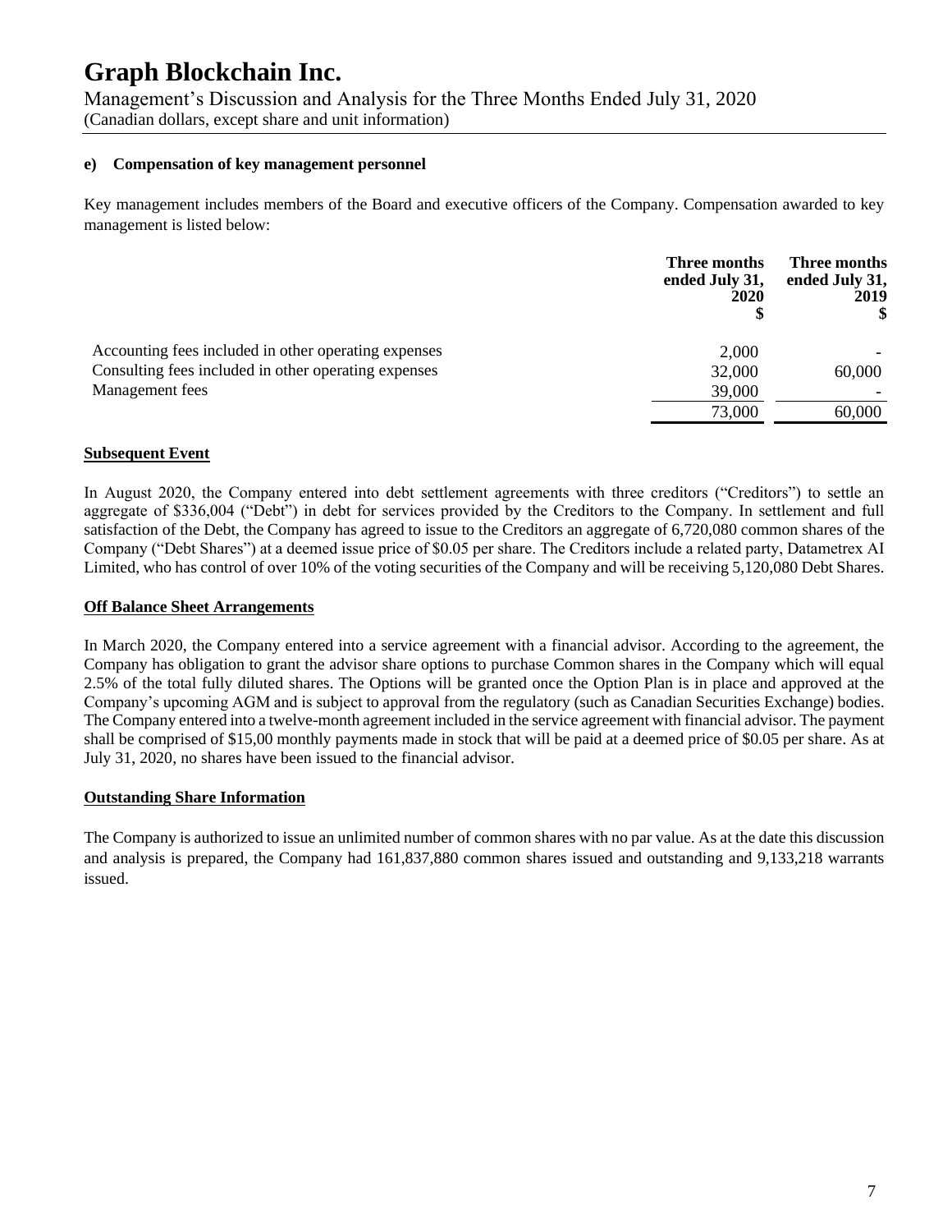#### e) Compensation of key management personnel

Key management includes members of the Board and executive officers of the Company. Compensation awarded to key management is listed below:

| | Three months ended July 31, 2020 $ | Three months ended July 31, 2019 $ |
|---|---|---|
| Accounting fees included in other operating expenses | 2,000 | - |
| Consulting fees included in other operating expenses | 32,000 | 60,000 |
| Management fees | 39,000 | - |
| | 73,000 | 60,000 |

## Subsequent Event

In August 2020, the Company entered into debt settlement agreements with three creditors ("Creditors") to settle an aggregate of $336,004 ("Debt") in debt for services provided by the Creditors to the Company. In settlement and full satisfaction of the Debt, the Company has agreed to issue to the Creditors an aggregate of 6,720,080 common shares of the Company ("Debt Shares") at a deemed issue price of $0.05 per share. The Creditors include a related party, Datametrex AI Limited, who has control of over 10% of the voting securities of the Company and will be receiving 5,120,080 Debt Shares.

## Off Balance Sheet Arrangements

In March 2020, the Company entered into a service agreement with a financial advisor. According to the agreement, the Company has obligation to grant the advisor share options to purchase Common shares in the Company which will equal 2.5% of the total fully diluted shares. The Options will be granted once the Option Plan is in place and approved at the Company's upcoming AGM and is subject to approval from the regulatory (such as Canadian Securities Exchange) bodies. The Company entered into a twelve-month agreement included in the service agreement with financial advisor. The payment shall be comprised of $15,00 monthly payments made in stock that will be paid at a deemed price of $0.05 per share. As at July 31, 2020, no shares have been issued to the financial advisor.

## Outstanding Share Information

The Company is authorized to issue an unlimited number of common shares with no par value. As at the date this discussion and analysis is prepared, the Company had 161,837,880 common shares issued and outstanding and 9,133,218 warrants issued.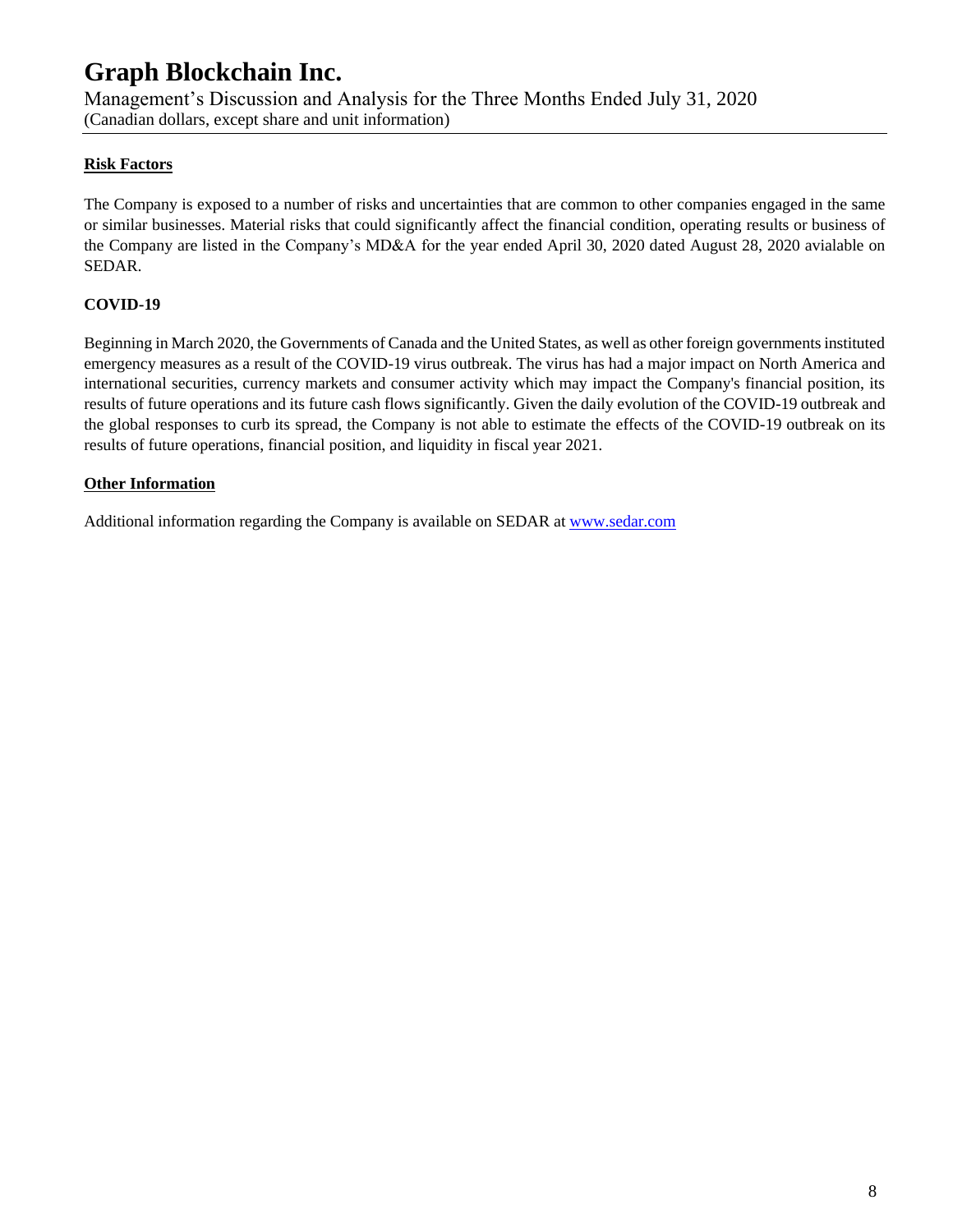**Risk Factors**

The Company is exposed to a number of risks and uncertainties that are common to other companies engaged in the same or similar businesses. Material risks that could significantly affect the financial condition, operating results or business of the Company are listed in the Company's MD&A for the year ended April 30, 2020 dated August 28, 2020 avialable on SEDAR.

**COVID-19**

Beginning in March 2020, the Governments of Canada and the United States, as well as other foreign governments instituted emergency measures as a result of the COVID-19 virus outbreak. The virus has had a major impact on North America and international securities, currency markets and consumer activity which may impact the Company's financial position, its results of future operations and its future cash flows significantly. Given the daily evolution of the COVID-19 outbreak and the global responses to curb its spread, the Company is not able to estimate the effects of the COVID-19 outbreak on its results of future operations, financial position, and liquidity in fiscal year 2021.

**Other Information**

Additional information regarding the Company is available on SEDAR at [www.sedar.com](http://www.sedar.com)